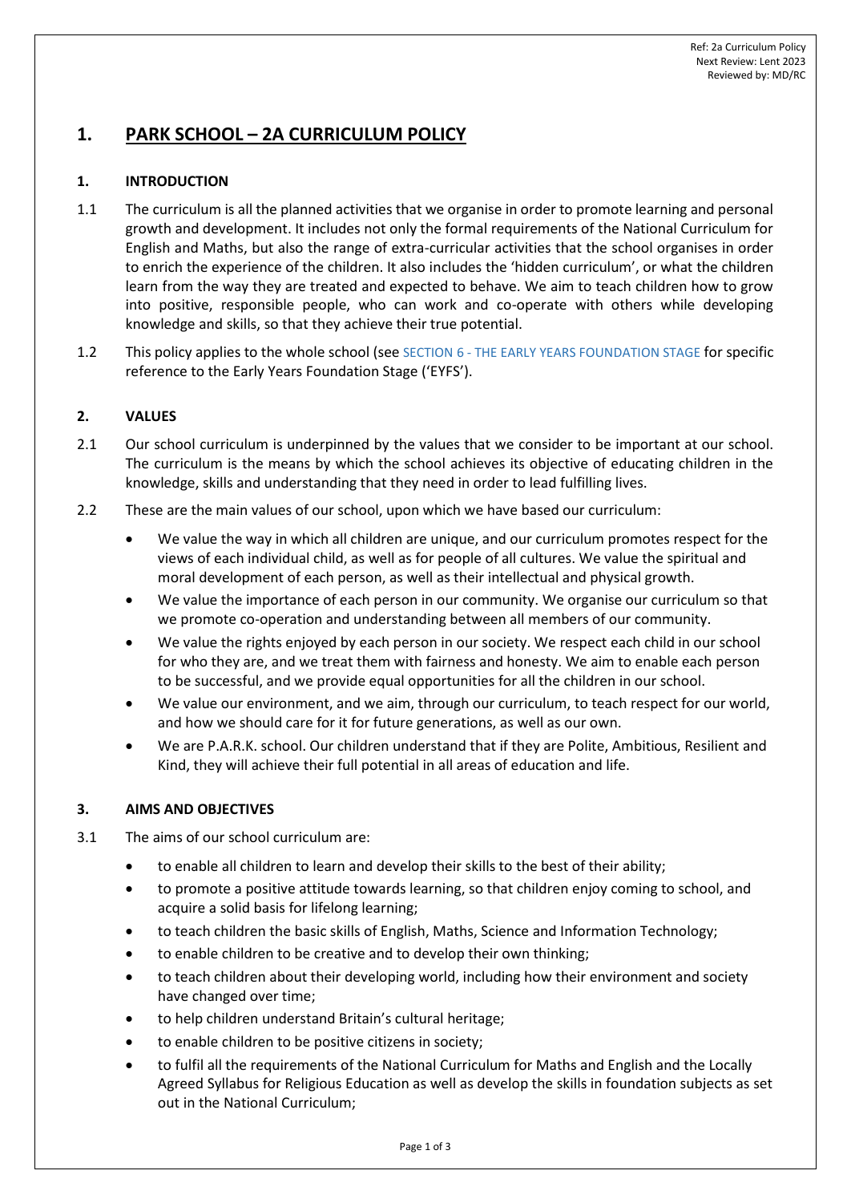Ref: 2a Curriculum Policy
Next Review: Lent 2023
Reviewed by: MD/RC

# 1. PARK SCHOOL – 2A CURRICULUM POLICY

## 1. INTRODUCTION

1.1 The curriculum is all the planned activities that we organise in order to promote learning and personal growth and development. It includes not only the formal requirements of the National Curriculum for English and Maths, but also the range of extra-curricular activities that the school organises in order to enrich the experience of the children. It also includes the 'hidden curriculum', or what the children learn from the way they are treated and expected to behave. We aim to teach children how to grow into positive, responsible people, who can work and co-operate with others while developing knowledge and skills, so that they achieve their true potential.

1.2 This policy applies to the whole school (see SECTION 6 - THE EARLY YEARS FOUNDATION STAGE for specific reference to the Early Years Foundation Stage ('EYFS').

## 2. VALUES

2.1 Our school curriculum is underpinned by the values that we consider to be important at our school. The curriculum is the means by which the school achieves its objective of educating children in the knowledge, skills and understanding that they need in order to lead fulfilling lives.

2.2 These are the main values of our school, upon which we have based our curriculum:

- We value the way in which all children are unique, and our curriculum promotes respect for the views of each individual child, as well as for people of all cultures. We value the spiritual and moral development of each person, as well as their intellectual and physical growth.
- We value the importance of each person in our community. We organise our curriculum so that we promote co-operation and understanding between all members of our community.
- We value the rights enjoyed by each person in our society. We respect each child in our school for who they are, and we treat them with fairness and honesty. We aim to enable each person to be successful, and we provide equal opportunities for all the children in our school.
- We value our environment, and we aim, through our curriculum, to teach respect for our world, and how we should care for it for future generations, as well as our own.
- We are P.A.R.K. school. Our children understand that if they are Polite, Ambitious, Resilient and Kind, they will achieve their full potential in all areas of education and life.

## 3. AIMS AND OBJECTIVES

3.1 The aims of our school curriculum are:

- to enable all children to learn and develop their skills to the best of their ability;
- to promote a positive attitude towards learning, so that children enjoy coming to school, and acquire a solid basis for lifelong learning;
- to teach children the basic skills of English, Maths, Science and Information Technology;
- to enable children to be creative and to develop their own thinking;
- to teach children about their developing world, including how their environment and society have changed over time;
- to help children understand Britain's cultural heritage;
- to enable children to be positive citizens in society;
- to fulfil all the requirements of the National Curriculum for Maths and English and the Locally Agreed Syllabus for Religious Education as well as develop the skills in foundation subjects as set out in the National Curriculum;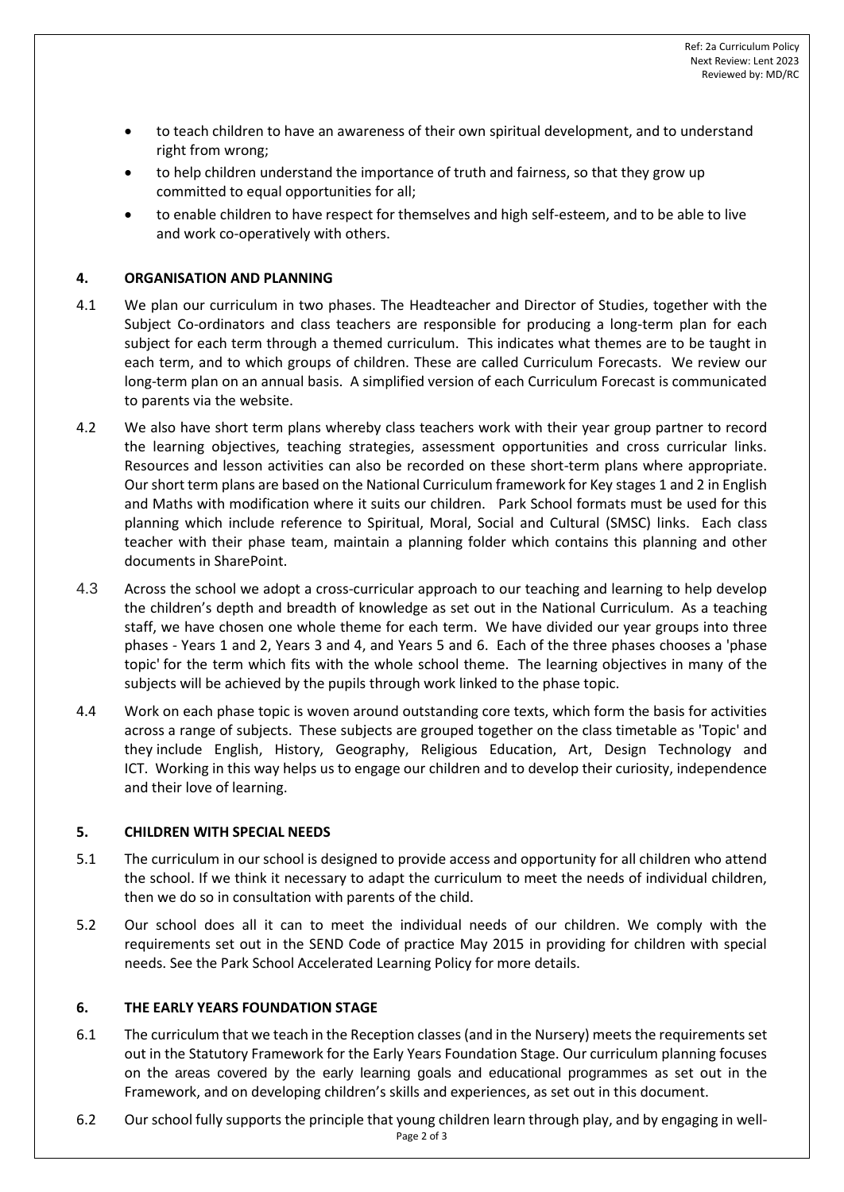- to teach children to have an awareness of their own spiritual development, and to understand right from wrong;
- to help children understand the importance of truth and fairness, so that they grow up committed to equal opportunities for all;
- to enable children to have respect for themselves and high self-esteem, and to be able to live and work co-operatively with others.

## 4. ORGANISATION AND PLANNING

4.1 We plan our curriculum in two phases. The Headteacher and Director of Studies, together with the Subject Co-ordinators and class teachers are responsible for producing a long-term plan for each subject for each term through a themed curriculum. This indicates what themes are to be taught in each term, and to which groups of children. These are called Curriculum Forecasts. We review our long-term plan on an annual basis. A simplified version of each Curriculum Forecast is communicated to parents via the website.

4.2 We also have short term plans whereby class teachers work with their year group partner to record the learning objectives, teaching strategies, assessment opportunities and cross curricular links. Resources and lesson activities can also be recorded on these short-term plans where appropriate. Our short term plans are based on the National Curriculum framework for Key stages 1 and 2 in English and Maths with modification where it suits our children. Park School formats must be used for this planning which include reference to Spiritual, Moral, Social and Cultural (SMSC) links. Each class teacher with their phase team, maintain a planning folder which contains this planning and other documents in SharePoint.

4.3 Across the school we adopt a cross-curricular approach to our teaching and learning to help develop the children's depth and breadth of knowledge as set out in the National Curriculum. As a teaching staff, we have chosen one whole theme for each term. We have divided our year groups into three phases - Years 1 and 2, Years 3 and 4, and Years 5 and 6. Each of the three phases chooses a 'phase topic' for the term which fits with the whole school theme. The learning objectives in many of the subjects will be achieved by the pupils through work linked to the phase topic.

4.4 Work on each phase topic is woven around outstanding core texts, which form the basis for activities across a range of subjects. These subjects are grouped together on the class timetable as 'Topic' and they include English, History, Geography, Religious Education, Art, Design Technology and ICT. Working in this way helps us to engage our children and to develop their curiosity, independence and their love of learning.

## 5. CHILDREN WITH SPECIAL NEEDS

5.1 The curriculum in our school is designed to provide access and opportunity for all children who attend the school. If we think it necessary to adapt the curriculum to meet the needs of individual children, then we do so in consultation with parents of the child.

5.2 Our school does all it can to meet the individual needs of our children. We comply with the requirements set out in the SEND Code of practice May 2015 in providing for children with special needs. See the Park School Accelerated Learning Policy for more details.

## 6. THE EARLY YEARS FOUNDATION STAGE

6.1 The curriculum that we teach in the Reception classes (and in the Nursery) meets the requirements set out in the Statutory Framework for the Early Years Foundation Stage. Our curriculum planning focuses on the areas covered by the early learning goals and educational programmes as set out in the Framework, and on developing children's skills and experiences, as set out in this document.

6.2 Our school fully supports the principle that young children learn through play, and by engaging in well-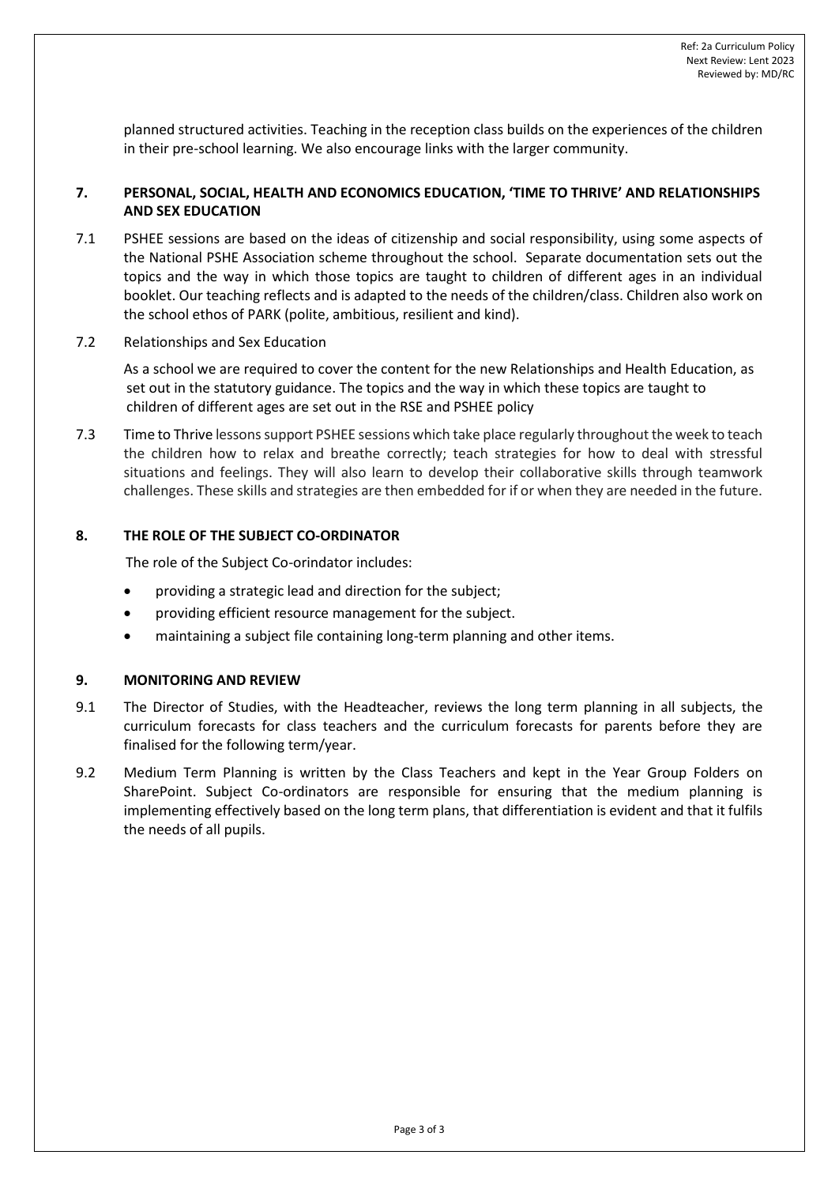planned structured activities. Teaching in the reception class builds on the experiences of the children in their pre-school learning. We also encourage links with the larger community.

## 7. PERSONAL, SOCIAL, HEALTH AND ECONOMICS EDUCATION, 'TIME TO THRIVE' AND RELATIONSHIPS AND SEX EDUCATION

7.1 PSHEE sessions are based on the ideas of citizenship and social responsibility, using some aspects of the National PSHE Association scheme throughout the school. Separate documentation sets out the topics and the way in which those topics are taught to children of different ages in an individual booklet. Our teaching reflects and is adapted to the needs of the children/class. Children also work on the school ethos of PARK (polite, ambitious, resilient and kind).

7.2 Relationships and Sex Education

As a school we are required to cover the content for the new Relationships and Health Education, as set out in the statutory guidance. The topics and the way in which these topics are taught to children of different ages are set out in the RSE and PSHEE policy

7.3 Time to Thrive lessons support PSHEE sessions which take place regularly throughout the week to teach the children how to relax and breathe correctly; teach strategies for how to deal with stressful situations and feelings. They will also learn to develop their collaborative skills through teamwork challenges. These skills and strategies are then embedded for if or when they are needed in the future.

## 8. THE ROLE OF THE SUBJECT CO-ORDINATOR

The role of the Subject Co-orindator includes:

- providing a strategic lead and direction for the subject;
- providing efficient resource management for the subject.
- maintaining a subject file containing long-term planning and other items.

## 9. MONITORING AND REVIEW

9.1 The Director of Studies, with the Headteacher, reviews the long term planning in all subjects, the curriculum forecasts for class teachers and the curriculum forecasts for parents before they are finalised for the following term/year.

9.2 Medium Term Planning is written by the Class Teachers and kept in the Year Group Folders on SharePoint. Subject Co-ordinators are responsible for ensuring that the medium planning is implementing effectively based on the long term plans, that differentiation is evident and that it fulfils the needs of all pupils.